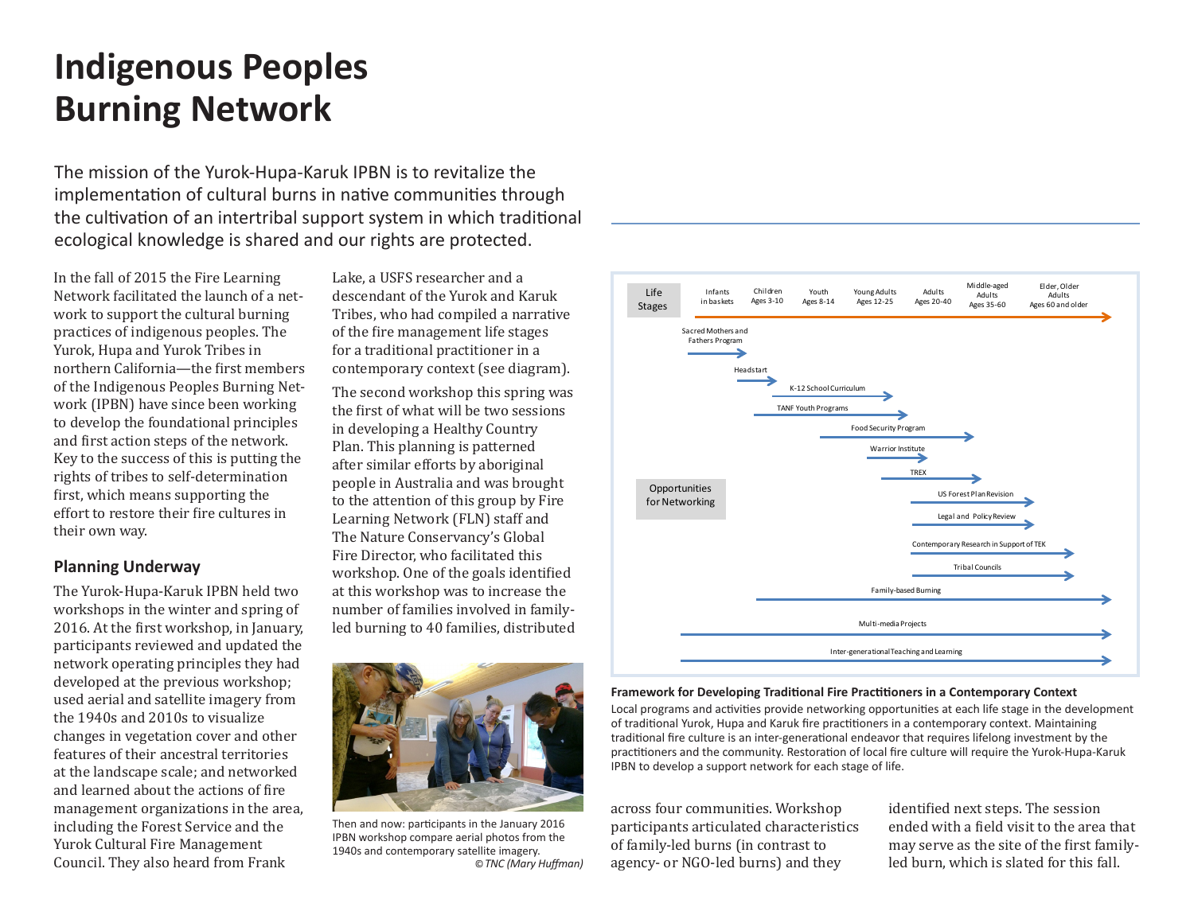# Indigenous Peoples Burning Network

The mission of the Yurok-Hupa-Karuk IPBN is to revitalize the implementation of cultural burns in native communities through the cultivation of an intertribal support system in which traditional ecological knowledge is shared and our rights are protected.

In the fall of 2015 the Fire Learning Network facilitated the launch of a network to support the cultural burning practices of indigenous peoples. The Yurok, Hupa and Yurok Tribes in northern California—the first members of the Indigenous Peoples Burning Network (IPBN) have since been working to develop the foundational principles and first action steps of the network. Key to the success of this is putting the rights of tribes to self-determination first, which means supporting the effort to restore their fire cultures in their own way.

## Planning Underway

The Yurok-Hupa-Karuk IPBN held two workshops in the winter and spring of 2016. At the first workshop, in January, participants reviewed and updated the network operating principles they had developed at the previous workshop; used aerial and satellite imagery from the 1940s and 2010s to visualize changes in vegetation cover and other features of their ancestral territories at the landscape scale; and networked and learned about the actions of fire management organizations in the area, including the Forest Service and the Yurok Cultural Fire Management Council. They also heard from Frank Lake, a USFS researcher and a descendant of the Yurok and Karuk Tribes, who had compiled a narrative of the fire management life stages for a traditional practitioner in a contemporary context (see diagram).

The second workshop this spring was the first of what will be two sessions in developing a Healthy Country Plan. This planning is patterned after similar efforts by aboriginal people in Australia and was brought to the attention of this group by Fire Learning Network (FLN) staff and The Nature Conservancy's Global Fire Director, who facilitated this workshop. One of the goals identified at this workshop was to increase the number of families involved in family-led burning to 40 families, distributed across four communities. Workshop participants articulated characteristics of family-led burns (in contrast to agency- or NGO-led burns) and they identified next steps. The session ended with a field visit to the area that may serve as the site of the first family-led burn, which is slated for this fall.

Then and now: participants in the January 2016 IPBN workshop compare aerial photos from the 1940s and contemporary satellite imagery.
*© TNC (Mary Huffman)*

**Life Stages:** Infants in baskets | Children Ages 3-10 | Youth Ages 8-14 | Young Adults Ages 12-25 | Adults Ages 20-40 | Middle-aged Adults Ages 35-60 | Elder, Older Adults Ages 60 and older

**Opportunities for Networking:**
- Sacred Mothers and Fathers Program
- Headstart
- K-12 School Curriculum
- TANF Youth Programs
- Food Security Program
- Warrior Institute
- TREX
- US Forest Plan Revision
- Legal and Policy Review
- Contemporary Research in Support of TEK
- Tribal Councils
- Family-based Burning
- Multi-media Projects
- Inter-generational Teaching and Learning

**Framework for Developing Traditional Fire Practitioners in a Contemporary Context**
Local programs and activities provide networking opportunities at each life stage in the development of traditional Yurok, Hupa and Karuk fire practitioners in a contemporary context. Maintaining traditional fire culture is an inter-generational endeavor that requires lifelong investment by the practitioners and the community. Restoration of local fire culture will require the Yurok-Hupa-Karuk IPBN to develop a support network for each stage of life.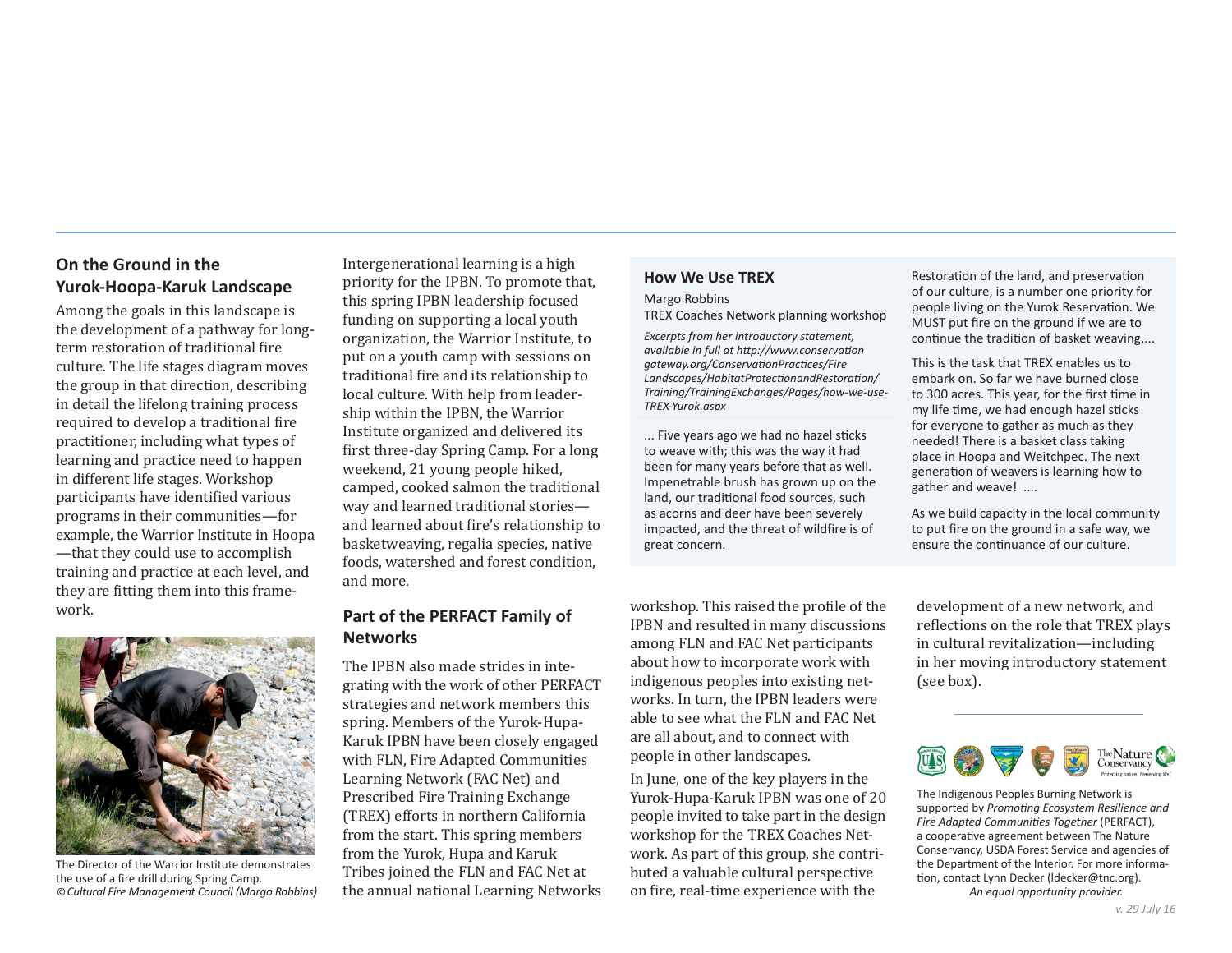## On the Ground in the Yurok-Hoopa-Karuk Landscape

Among the goals in this landscape is the development of a pathway for long-term restoration of traditional fire culture. The life stages diagram moves the group in that direction, describing in detail the lifelong training process required to develop a traditional fire practitioner, including what types of learning and practice need to happen in different life stages. Workshop participants have identified various programs in their communities—for example, the Warrior Institute in Hoopa—that they could use to accomplish training and practice at each level, and they are fitting them into this framework.

The Director of the Warrior Institute demonstrates the use of a fire drill during Spring Camp. *© Cultural Fire Management Council (Margo Robbins)*

Intergenerational learning is a high priority for the IPBN. To promote that, this spring IPBN leadership focused funding on supporting a local youth organization, the Warrior Institute, to put on a youth camp with sessions on traditional fire and its relationship to local culture. With help from leadership within the IPBN, the Warrior Institute organized and delivered its first three-day Spring Camp. For a long weekend, 21 young people hiked, camped, cooked salmon the traditional way and learned traditional stories—and learned about fire's relationship to basketweaving, regalia species, native foods, watershed and forest condition, and more.

## Part of the PERFACT Family of Networks

The IPBN also made strides in integrating with the work of other PERFACT strategies and network members this spring. Members of the Yurok-Hupa-Karuk IPBN have been closely engaged with FLN, Fire Adapted Communities Learning Network (FAC Net) and Prescribed Fire Training Exchange (TREX) efforts in northern California from the start. This spring members from the Yurok, Hupa and Karuk Tribes joined the FLN and FAC Net at the annual national Learning Networks workshop. This raised the profile of the IPBN and resulted in many discussions among FLN and FAC Net participants about how to incorporate work with indigenous peoples into existing networks. In turn, the IPBN leaders were able to see what the FLN and FAC Net are all about, and to connect with people in other landscapes.

In June, one of the key players in the Yurok-Hupa-Karuk IPBN was one of 20 people invited to take part in the design workshop for the TREX Coaches Network. As part of this group, she contributed a valuable cultural perspective on fire, real-time experience with the development of a new network, and reflections on the role that TREX plays in cultural revitalization—including in her moving introductory statement (see box).

### How We Use TREX

Margo Robbins
TREX Coaches Network planning workshop

*Excerpts from her introductory statement, available in full at http://www.conservationgateway.org/ConservationPractices/FireLandscapes/HabitatProtectionandRestoration/Training/TrainingExchanges/Pages/how-we-use-TREX-Yurok.aspx*

... Five years ago we had no hazel sticks to weave with; this was the way it had been for many years before that as well. Impenetrable brush has grown up on the land, our traditional food sources, such as acorns and deer have been severely impacted, and the threat of wildfire is of great concern.

Restoration of the land, and preservation of our culture, is a number one priority for people living on the Yurok Reservation. We MUST put fire on the ground if we are to continue the tradition of basket weaving....

This is the task that TREX enables us to embark on. So far we have burned close to 300 acres. This year, for the first time in my life time, we had enough hazel sticks for everyone to gather as much as they needed! There is a basket class taking place in Hoopa and Weitchpec. The next generation of weavers is learning how to gather and weave! ....

As we build capacity in the local community to put fire on the ground in a safe way, we ensure the continuance of our culture.

---

The Indigenous Peoples Burning Network is supported by *Promoting Ecosystem Resilience and Fire Adapted Communities Together* (PERFACT), a cooperative agreement between The Nature Conservancy, USDA Forest Service and agencies of the Department of the Interior. For more information, contact Lynn Decker (ldecker@tnc.org).

*An equal opportunity provider.*

*v. 29 July 16*